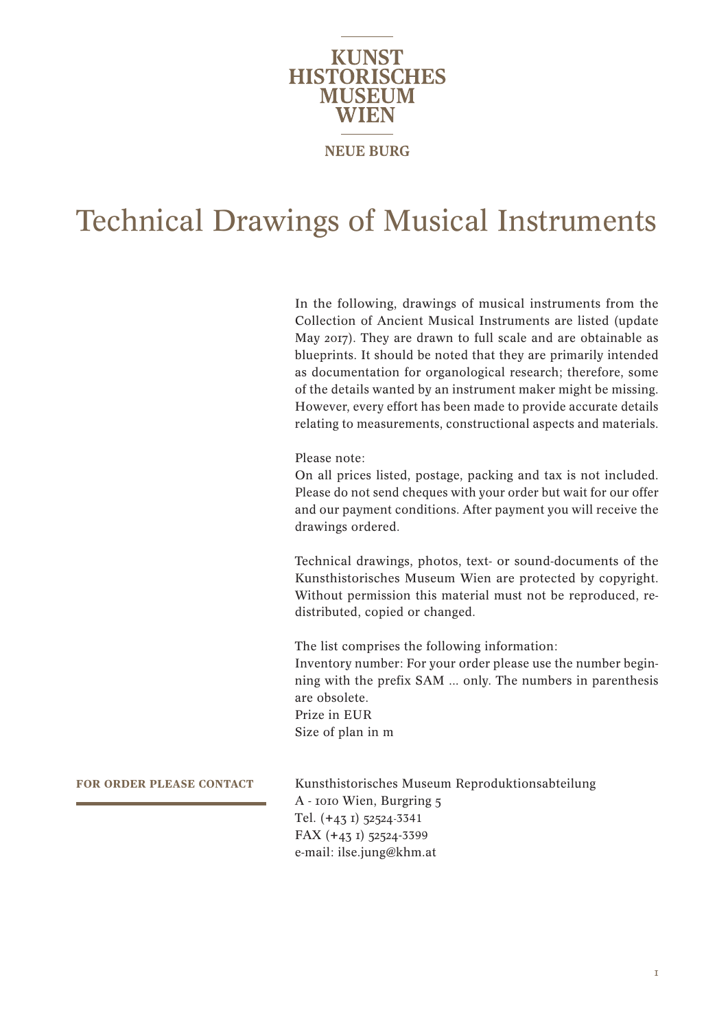KUNST HISTORISCHES MUSEUM WIEN

NEUE BURG

# Technical Drawings of Musical Instruments

In the following, drawings of musical instruments from the Collection of Ancient Musical Instruments are listed (update May 2017). They are drawn to full scale and are obtainable as blueprints. It should be noted that they are primarily intended as documentation for organological research; therefore, some of the details wanted by an instrument maker might be missing. However, every effort has been made to provide accurate details relating to measurements, constructional aspects and materials.

Please note:
On all prices listed, postage, packing and tax is not included. Please do not send cheques with your order but wait for our offer and our payment conditions. After payment you will receive the drawings ordered.

Technical drawings, photos, text- or sound-documents of the Kunsthistorisches Museum Wien are protected by copyright. Without permission this material must not be reproduced, redistributed, copied or changed.

The list comprises the following information:
Inventory number: For your order please use the number beginning with the prefix SAM ... only. The numbers in parenthesis are obsolete.
Prize in EUR
Size of plan in m

**FOR ORDER PLEASE CONTACT**

Kunsthistorisches Museum Reproduktionsabteilung
A - 1010 Wien, Burgring 5
Tel. (+43 1) 52524-3341
FAX (+43 1) 52524-3399
e-mail: ilse.jung@khm.at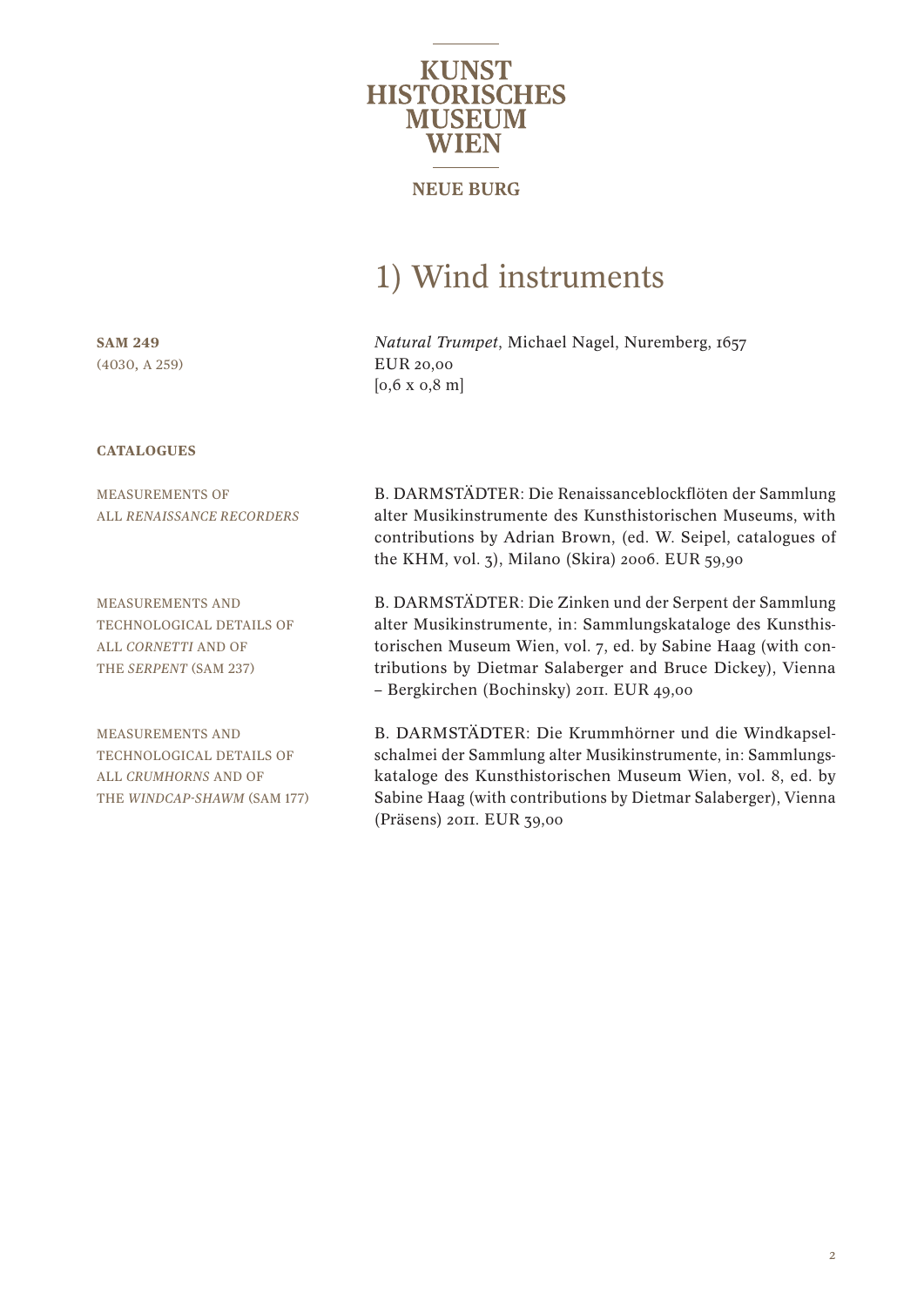**KUNST HISTORISCHES MUSEUM WIEN**

**NEUE BURG**

# 1) Wind instruments

**SAM 249**
(4030, A 259)

*Natural Trumpet*, Michael Nagel, Nuremberg, 1657
EUR 20,00
[0,6 x 0,8 m]

**CATALOGUES**

MEASUREMENTS OF ALL *RENAISSANCE RECORDERS*

B. DARMSTÄDTER: Die Renaissanceblockflöten der Sammlung alter Musikinstrumente des Kunsthistorischen Museums, with contributions by Adrian Brown, (ed. W. Seipel, catalogues of the KHM, vol. 3), Milano (Skira) 2006. EUR 59,90

MEASUREMENTS AND TECHNOLOGICAL DETAILS OF ALL *CORNETTI* AND OF THE *SERPENT* (SAM 237)

B. DARMSTÄDTER: Die Zinken und der Serpent der Sammlung alter Musikinstrumente, in: Sammlungskataloge des Kunsthistorischen Museum Wien, vol. 7, ed. by Sabine Haag (with contributions by Dietmar Salaberger and Bruce Dickey), Vienna – Bergkirchen (Bochinsky) 2011. EUR 49,00

MEASUREMENTS AND TECHNOLOGICAL DETAILS OF ALL *CRUMHORNS* AND OF THE *WINDCAP-SHAWM* (SAM 177)

B. DARMSTÄDTER: Die Krummhörner und die Windkapselschalmei der Sammlung alter Musikinstrumente, in: Sammlungskataloge des Kunsthistorischen Museum Wien, vol. 8, ed. by Sabine Haag (with contributions by Dietmar Salaberger), Vienna (Präsens) 2011. EUR 39,00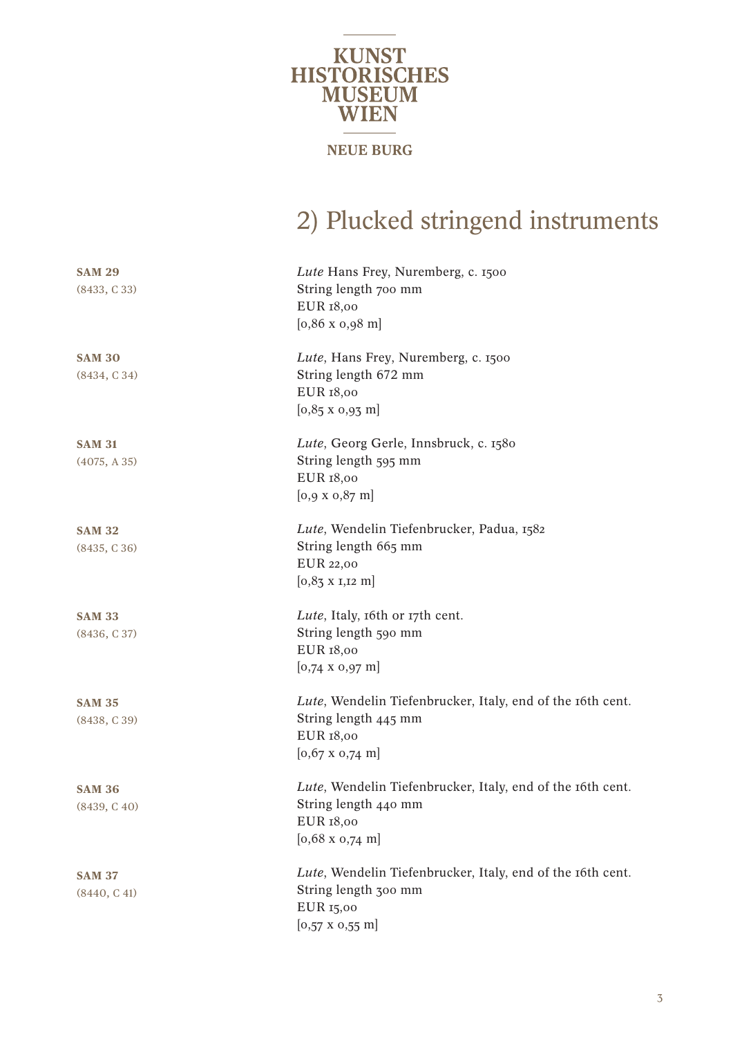KUNST HISTORISCHES MUSEUM WIEN

NEUE BURG

# 2) Plucked stringend instruments

**SAM 29**
(8433, C 33)

*Lute* Hans Frey, Nuremberg, c. 1500
String length 700 mm
EUR 18,00
[0,86 x 0,98 m]

**SAM 30**
(8434, C 34)

*Lute*, Hans Frey, Nuremberg, c. 1500
String length 672 mm
EUR 18,00
[0,85 x 0,93 m]

**SAM 31**
(4075, A 35)

*Lute*, Georg Gerle, Innsbruck, c. 1580
String length 595 mm
EUR 18,00
[0,9 x 0,87 m]

**SAM 32**
(8435, C 36)

*Lute*, Wendelin Tiefenbrucker, Padua, 1582
String length 665 mm
EUR 22,00
[0,83 x 1,12 m]

**SAM 33**
(8436, C 37)

*Lute*, Italy, 16th or 17th cent.
String length 590 mm
EUR 18,00
[0,74 x 0,97 m]

**SAM 35**
(8438, C 39)

*Lute*, Wendelin Tiefenbrucker, Italy, end of the 16th cent.
String length 445 mm
EUR 18,00
[0,67 x 0,74 m]

**SAM 36**
(8439, C 40)

*Lute*, Wendelin Tiefenbrucker, Italy, end of the 16th cent.
String length 440 mm
EUR 18,00
[0,68 x 0,74 m]

**SAM 37**
(8440, C 41)

*Lute*, Wendelin Tiefenbrucker, Italy, end of the 16th cent.
String length 300 mm
EUR 15,00
[0,57 x 0,55 m]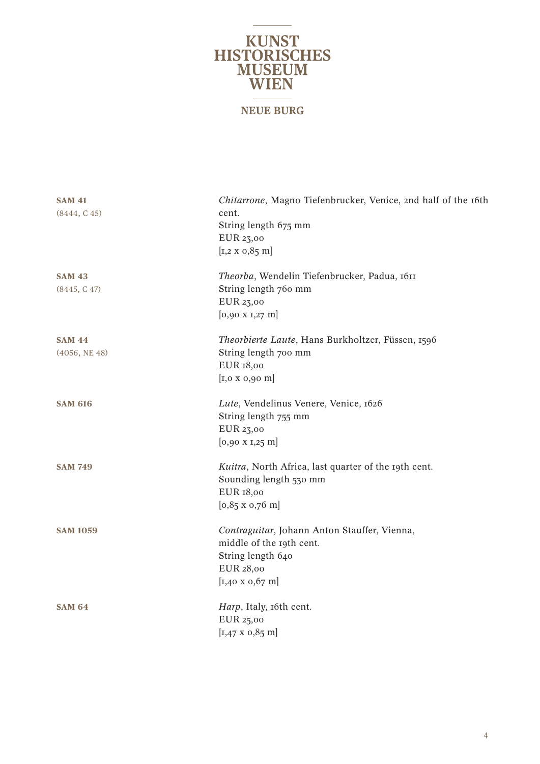**SAM 41**
(8444, C 45)

*Chitarrone*, Magno Tiefenbrucker, Venice, 2nd half of the 16th cent.
String length 675 mm
EUR 23,00
[1,2 x 0,85 m]

**SAM 43**
(8445, C 47)

*Theorba*, Wendelin Tiefenbrucker, Padua, 1611
String length 760 mm
EUR 23,00
[0,90 x 1,27 m]

**SAM 44**
(4056, NE 48)

*Theorbierte Laute*, Hans Burkholtzer, Füssen, 1596
String length 700 mm
EUR 18,00
[1,0 x 0,90 m]

**SAM 616**

*Lute*, Vendelinus Venere, Venice, 1626
String length 755 mm
EUR 23,00
[0,90 x 1,25 m]

**SAM 749**

*Kuitra*, North Africa, last quarter of the 19th cent.
Sounding length 530 mm
EUR 18,00
[0,85 x 0,76 m]

**SAM 1059**

*Contraguitar*, Johann Anton Stauffer, Vienna, middle of the 19th cent.
String length 640
EUR 28,00
[1,40 x 0,67 m]

**SAM 64**

*Harp*, Italy, 16th cent.
EUR 25,00
[1,47 x 0,85 m]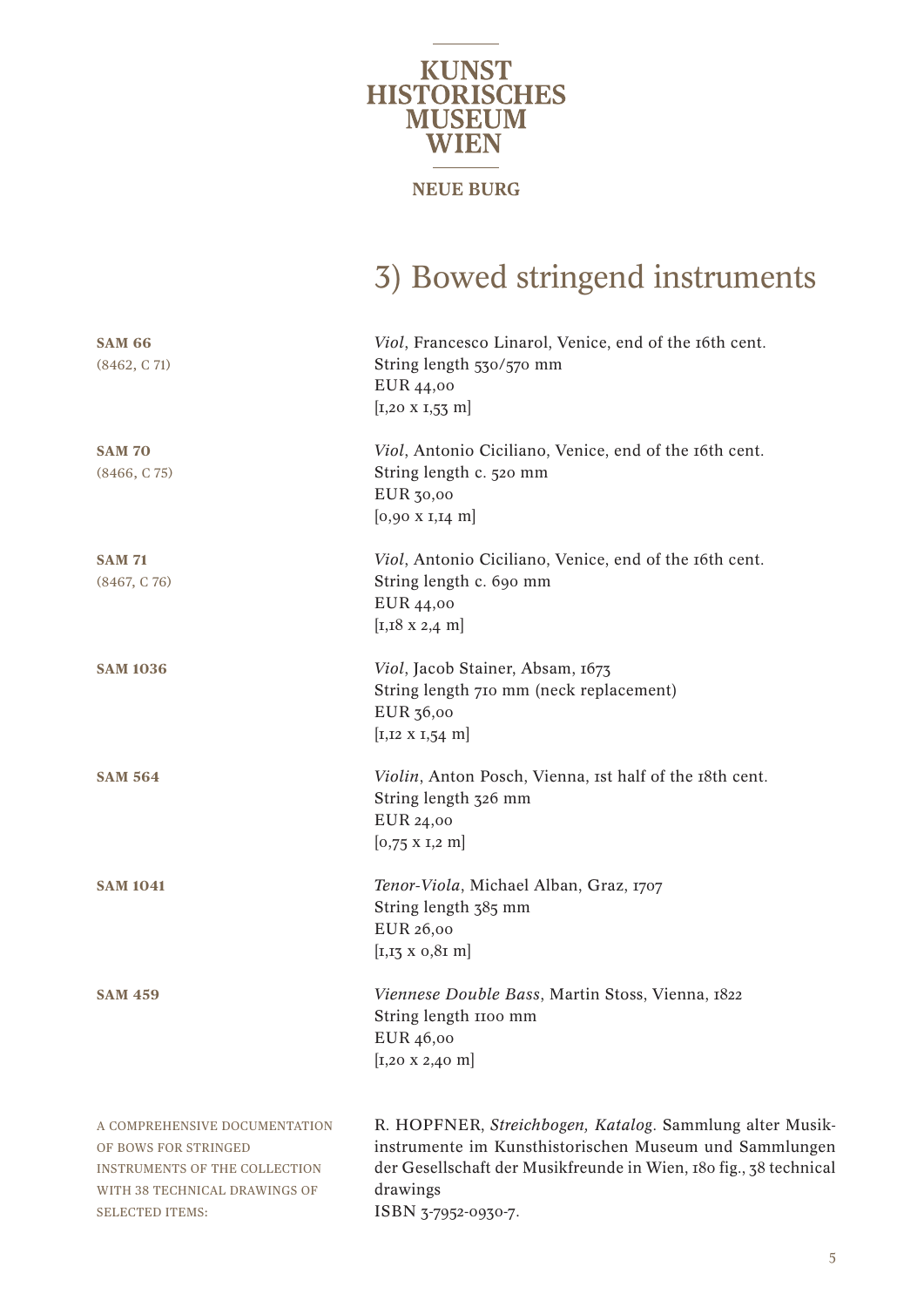KUNST HISTORISCHES MUSEUM WIEN

NEUE BURG

# 3) Bowed stringend instruments

**SAM 66**
(8462, C 71)

*Viol*, Francesco Linarol, Venice, end of the 16th cent.
String length 530/570 mm
EUR 44,00
[1,20 x 1,53 m]

**SAM 70**
(8466, C 75)

*Viol*, Antonio Ciciliano, Venice, end of the 16th cent.
String length c. 520 mm
EUR 30,00
[0,90 x 1,14 m]

**SAM 71**
(8467, C 76)

*Viol*, Antonio Ciciliano, Venice, end of the 16th cent.
String length c. 690 mm
EUR 44,00
[1,18 x 2,4 m]

**SAM 1036**

*Viol*, Jacob Stainer, Absam, 1673
String length 710 mm (neck replacement)
EUR 36,00
[1,12 x 1,54 m]

**SAM 564**

*Violin*, Anton Posch, Vienna, 1st half of the 18th cent.
String length 326 mm
EUR 24,00
[0,75 x 1,2 m]

**SAM 1041**

*Tenor-Viola*, Michael Alban, Graz, 1707
String length 385 mm
EUR 26,00
[1,13 x 0,81 m]

**SAM 459**

*Viennese Double Bass*, Martin Stoss, Vienna, 1822
String length 1100 mm
EUR 46,00
[1,20 x 2,40 m]

A COMPREHENSIVE DOCUMENTATION OF BOWS FOR STRINGED INSTRUMENTS OF THE COLLECTION WITH 38 TECHNICAL DRAWINGS OF SELECTED ITEMS:

R. HOPFNER, *Streichbogen, Katalog*. Sammlung alter Musikinstrumente im Kunsthistorischen Museum und Sammlungen der Gesellschaft der Musikfreunde in Wien, 180 fig., 38 technical drawings
ISBN 3-7952-0930-7.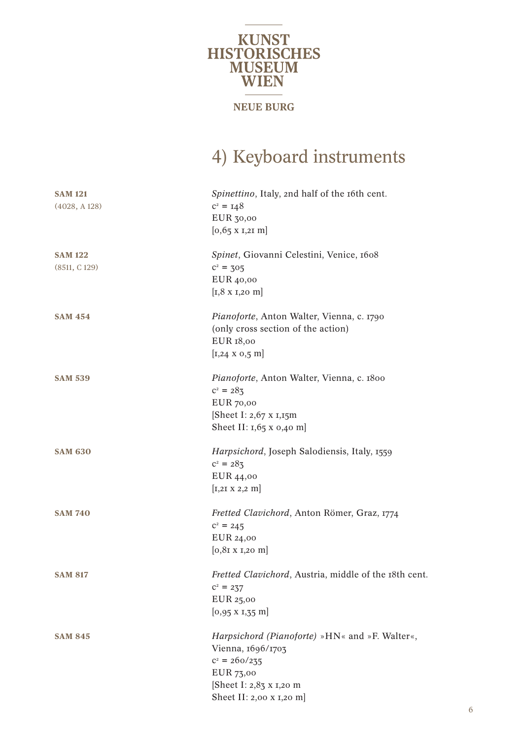KUNST
HISTORISCHES
MUSEUM
WIEN

NEUE BURG

# 4) Keyboard instruments

**SAM 121**
(4028, A 128)

*Spinettino*, Italy, 2nd half of the 16th cent.
$c^2$ = 148
EUR 30,00
[0,65 x 1,21 m]

**SAM 122**
(8511, C 129)

*Spinet*, Giovanni Celestini, Venice, 1608
$c^2$ = 305
EUR 40,00
[1,8 x 1,20 m]

**SAM 454**

*Pianoforte*, Anton Walter, Vienna, c. 1790
(only cross section of the action)
EUR 18,00
[1,24 x 0,5 m]

**SAM 539**

*Pianoforte*, Anton Walter, Vienna, c. 1800
$c^2$ = 283
EUR 70,00
[Sheet I: 2,67 x 1,15m
Sheet II: 1,65 x 0,40 m]

**SAM 630**

*Harpsichord*, Joseph Salodiensis, Italy, 1559
$c^2$ = 283
EUR 44,00
[1,21 x 2,2 m]

**SAM 740**

*Fretted Clavichord*, Anton Römer, Graz, 1774
$c^2$ = 245
EUR 24,00
[0,81 x 1,20 m]

**SAM 817**

*Fretted Clavichord*, Austria, middle of the 18th cent.
$c^2$ = 237
EUR 25,00
[0,95 x 1,35 m]

**SAM 845**

*Harpsichord (Pianoforte)* »HN« and »F. Walter«,
Vienna, 1696/1703
$c^2$ = 260/235
EUR 73,00
[Sheet I: 2,83 x 1,20 m
Sheet II: 2,00 x 1,20 m]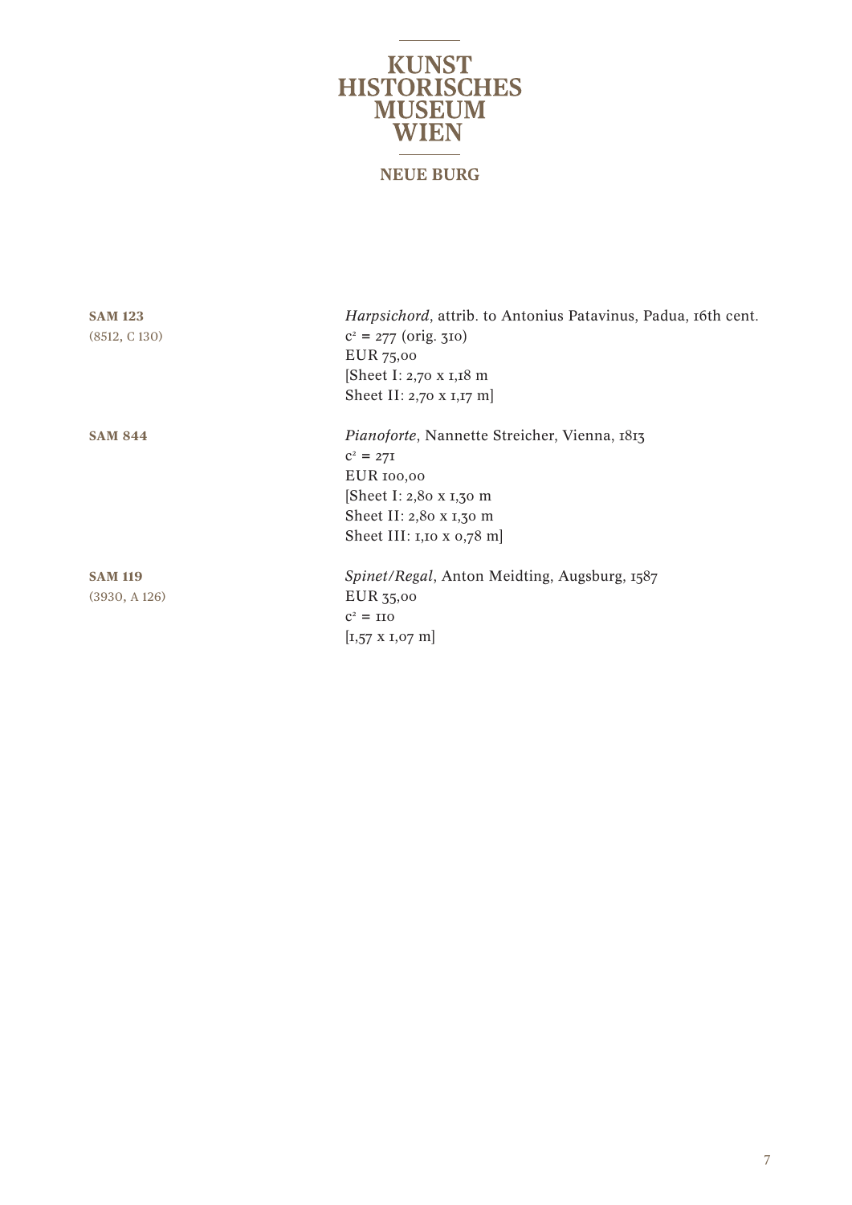# KUNST HISTORISCHES MUSEUM WIEN

**NEUE BURG**

**SAM 123**
(8512, C 130)

*Harpsichord*, attrib. to Antonius Patavinus, Padua, 16th cent.
$c^2$ = 277 (orig. 310)
EUR 75,00
[Sheet I: 2,70 x 1,18 m
Sheet II: 2,70 x 1,17 m]

**SAM 844**

*Pianoforte*, Nannette Streicher, Vienna, 1813
$c^2$ = 271
EUR 100,00
[Sheet I: 2,80 x 1,30 m
Sheet II: 2,80 x 1,30 m
Sheet III: 1,10 x 0,78 m]

**SAM 119**
(3930, A 126)

*Spinet/Regal*, Anton Meidting, Augsburg, 1587
EUR 35,00
$c^2$ = 110
[1,57 x 1,07 m]